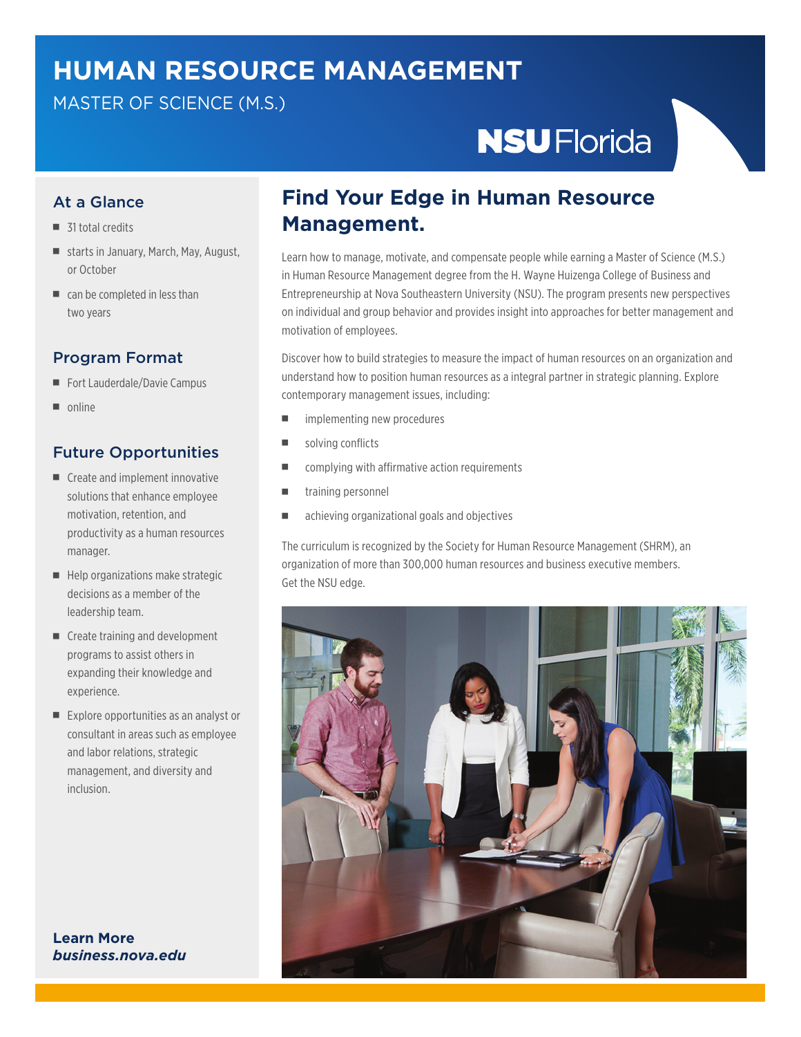# HUMAN RESOURCE MANAGEMENT

MASTER OF SCIENCE (M.S.)

NSU Florida

## At a Glance

- 31 total credits
- starts in January, March, May, August, or October
- can be completed in less than two years

## Program Format

- Fort Lauderdale/Davie Campus
- online

## Future Opportunities

- Create and implement innovative solutions that enhance employee motivation, retention, and productivity as a human resources manager.
- Help organizations make strategic decisions as a member of the leadership team.
- Create training and development programs to assist others in expanding their knowledge and experience.
- Explore opportunities as an analyst or consultant in areas such as employee and labor relations, strategic management, and diversity and inclusion.

**Learn More**
***business.nova.edu***

## Find Your Edge in Human Resource Management.

Learn how to manage, motivate, and compensate people while earning a Master of Science (M.S.) in Human Resource Management degree from the H. Wayne Huizenga College of Business and Entrepreneurship at Nova Southeastern University (NSU). The program presents new perspectives on individual and group behavior and provides insight into approaches for better management and motivation of employees.

Discover how to build strategies to measure the impact of human resources on an organization and understand how to position human resources as a integral partner in strategic planning. Explore contemporary management issues, including:

- implementing new procedures
- solving conflicts
- complying with affirmative action requirements
- training personnel
- achieving organizational goals and objectives

The curriculum is recognized by the Society for Human Resource Management (SHRM), an organization of more than 300,000 human resources and business executive members. Get the NSU edge.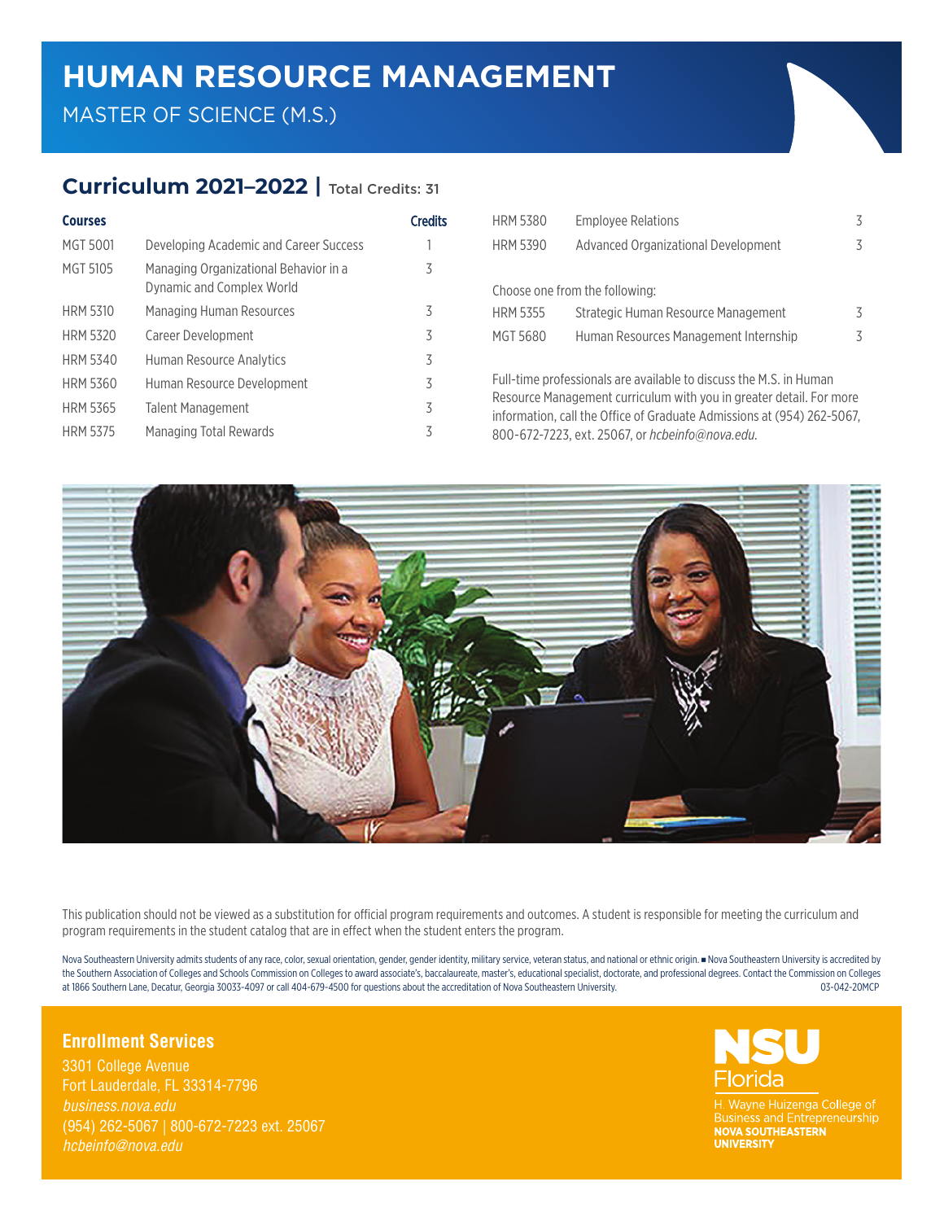# HUMAN RESOURCE MANAGEMENT

MASTER OF SCIENCE (M.S.)

## Curriculum 2021–2022 | Total Credits: 31

| Courses | | Credits |
|---|---|---|
| MGT 5001 | Developing Academic and Career Success | 1 |
| MGT 5105 | Managing Organizational Behavior in a Dynamic and Complex World | 3 |
| HRM 5310 | Managing Human Resources | 3 |
| HRM 5320 | Career Development | 3 |
| HRM 5340 | Human Resource Analytics | 3 |
| HRM 5360 | Human Resource Development | 3 |
| HRM 5365 | Talent Management | 3 |
| HRM 5375 | Managing Total Rewards | 3 |
| HRM 5380 | Employee Relations | 3 |
| HRM 5390 | Advanced Organizational Development | 3 |

Choose one from the following:

| | | |
|---|---|---|
| HRM 5355 | Strategic Human Resource Management | 3 |
| MGT 5680 | Human Resources Management Internship | 3 |

Full-time professionals are available to discuss the M.S. in Human Resource Management curriculum with you in greater detail. For more information, call the Office of Graduate Admissions at (954) 262-5067, 800-672-7223, ext. 25067, or *hcbeinfo@nova.edu*.

This publication should not be viewed as a substitution for official program requirements and outcomes. A student is responsible for meeting the curriculum and program requirements in the student catalog that are in effect when the student enters the program.

Nova Southeastern University admits students of any race, color, sexual orientation, gender, gender identity, military service, veteran status, and national or ethnic origin. ■ Nova Southeastern University is accredited by the Southern Association of Colleges and Schools Commission on Colleges to award associate's, baccalaureate, master's, educational specialist, doctorate, and professional degrees. Contact the Commission on Colleges at 1866 Southern Lane, Decatur, Georgia 30033-4097 or call 404-679-4500 for questions about the accreditation of Nova Southeastern University. 03-042-20MCP

**Enrollment Services**

3301 College Avenue
Fort Lauderdale, FL 33314-7796
*business.nova.edu*
(954) 262-5067 | 800-672-7223 ext. 25067
*hcbeinfo@nova.edu*

NSU Florida
H. Wayne Huizenga College of Business and Entrepreneurship
**NOVA SOUTHEASTERN UNIVERSITY**